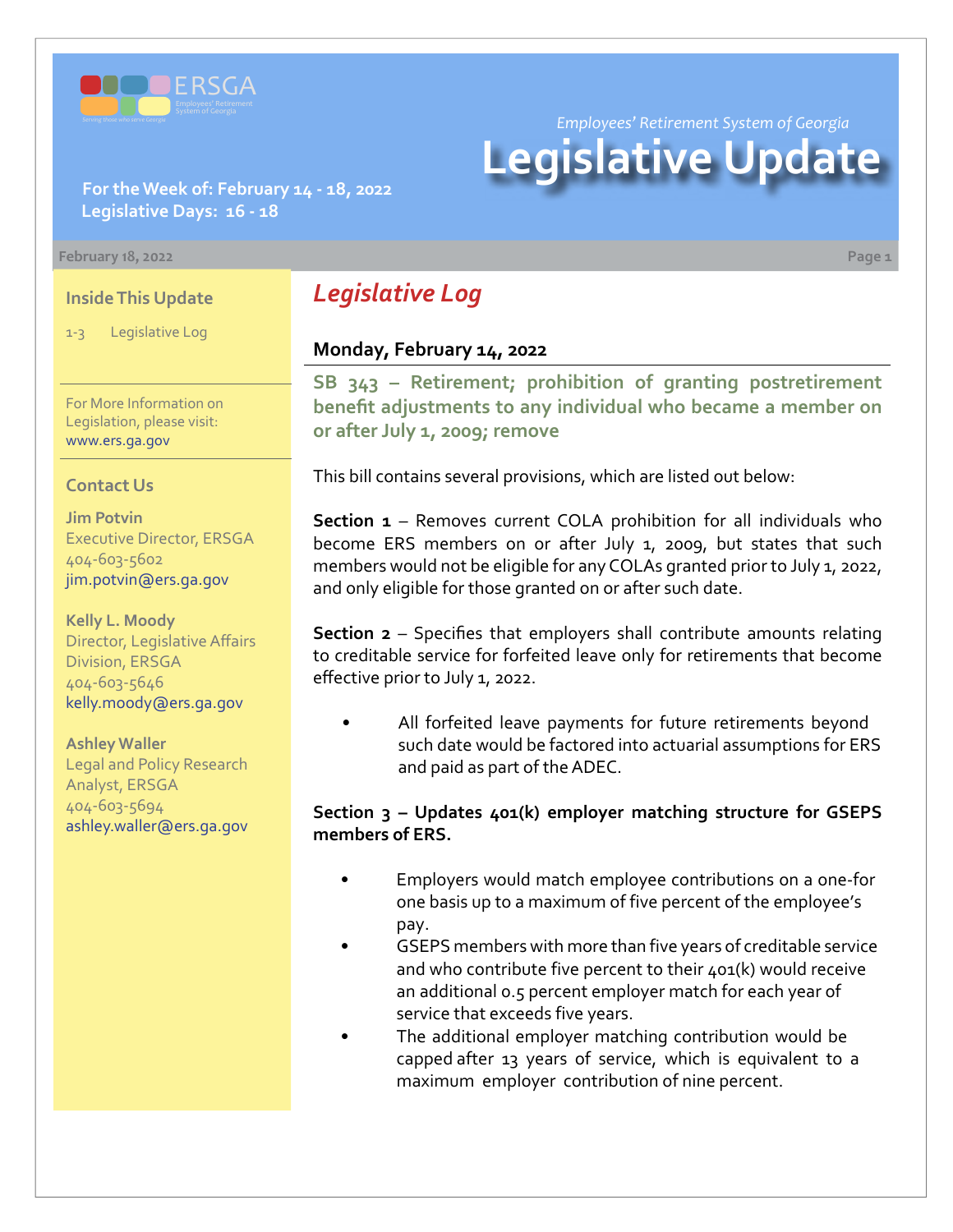*Employees' Retirement System of Georgia*

# Legislative Update

**For the Week of: February 14 - 18, 2022**
**Legislative Days: 16 - 18**

February 18, 2022

### Inside This Update

1-3 Legislative Log

For More Information on Legislation, please visit: www.ers.ga.gov

### Contact Us

**Jim Potvin**
Executive Director, ERSGA
404-603-5602
jim.potvin@ers.ga.gov

**Kelly L. Moody**
Director, Legislative Affairs Division, ERSGA
404-603-5646
kelly.moody@ers.ga.gov

**Ashley Waller**
Legal and Policy Research Analyst, ERSGA
404-603-5694
ashley.waller@ers.ga.gov

## *Legislative Log*

### Monday, February 14, 2022

**SB 343 – Retirement; prohibition of granting postretirement benefit adjustments to any individual who became a member on or after July 1, 2009; remove**

This bill contains several provisions, which are listed out below:

**Section 1** – Removes current COLA prohibition for all individuals who become ERS members on or after July 1, 2009, but states that such members would not be eligible for any COLAs granted prior to July 1, 2022, and only eligible for those granted on or after such date.

**Section 2** – Specifies that employers shall contribute amounts relating to creditable service for forfeited leave only for retirements that become effective prior to July 1, 2022.

- All forfeited leave payments for future retirements beyond such date would be factored into actuarial assumptions for ERS and paid as part of the ADEC.

**Section 3 – Updates 401(k) employer matching structure for GSEPS members of ERS.**

- Employers would match employee contributions on a one-for one basis up to a maximum of five percent of the employee's pay.
- GSEPS members with more than five years of creditable service and who contribute five percent to their 401(k) would receive an additional 0.5 percent employer match for each year of service that exceeds five years.
- The additional employer matching contribution would be capped after 13 years of service, which is equivalent to a maximum employer contribution of nine percent.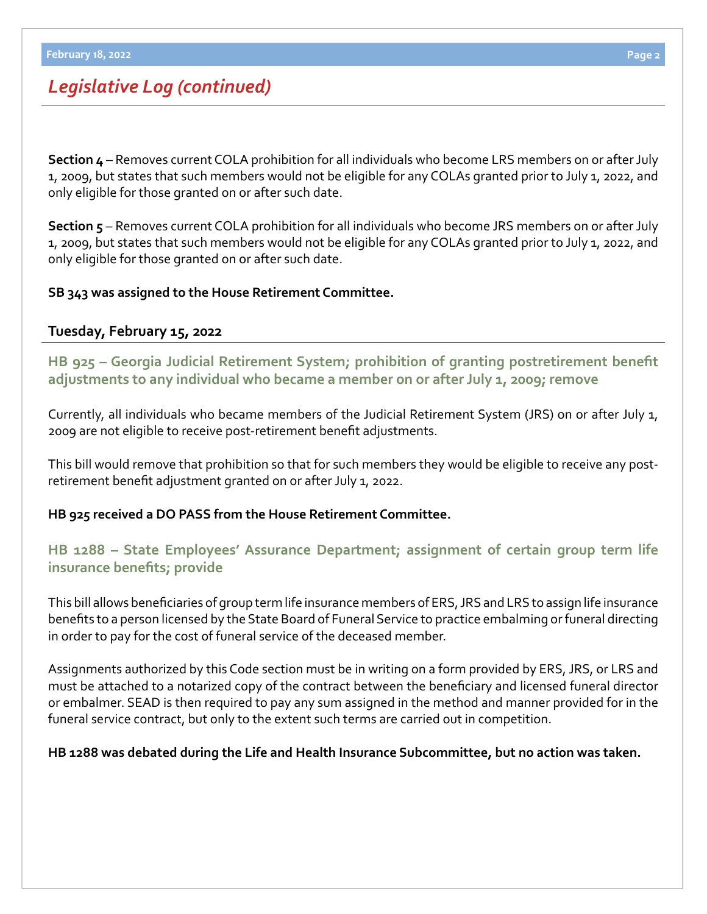## Legislative Log (continued)

**Section 4** – Removes current COLA prohibition for all individuals who become LRS members on or after July 1, 2009, but states that such members would not be eligible for any COLAs granted prior to July 1, 2022, and only eligible for those granted on or after such date.

**Section 5** – Removes current COLA prohibition for all individuals who become JRS members on or after July 1, 2009, but states that such members would not be eligible for any COLAs granted prior to July 1, 2022, and only eligible for those granted on or after such date.

**SB 343 was assigned to the House Retirement Committee.**

### Tuesday, February 15, 2022

#### HB 925 – Georgia Judicial Retirement System; prohibition of granting postretirement benefit adjustments to any individual who became a member on or after July 1, 2009; remove

Currently, all individuals who became members of the Judicial Retirement System (JRS) on or after July 1, 2009 are not eligible to receive post-retirement benefit adjustments.

This bill would remove that prohibition so that for such members they would be eligible to receive any post-retirement benefit adjustment granted on or after July 1, 2022.

**HB 925 received a DO PASS from the House Retirement Committee.**

#### HB 1288 – State Employees' Assurance Department; assignment of certain group term life insurance benefits; provide

This bill allows beneficiaries of group term life insurance members of ERS, JRS and LRS to assign life insurance benefits to a person licensed by the State Board of Funeral Service to practice embalming or funeral directing in order to pay for the cost of funeral service of the deceased member.

Assignments authorized by this Code section must be in writing on a form provided by ERS, JRS, or LRS and must be attached to a notarized copy of the contract between the beneficiary and licensed funeral director or embalmer. SEAD is then required to pay any sum assigned in the method and manner provided for in the funeral service contract, but only to the extent such terms are carried out in competition.

**HB 1288 was debated during the Life and Health Insurance Subcommittee, but no action was taken.**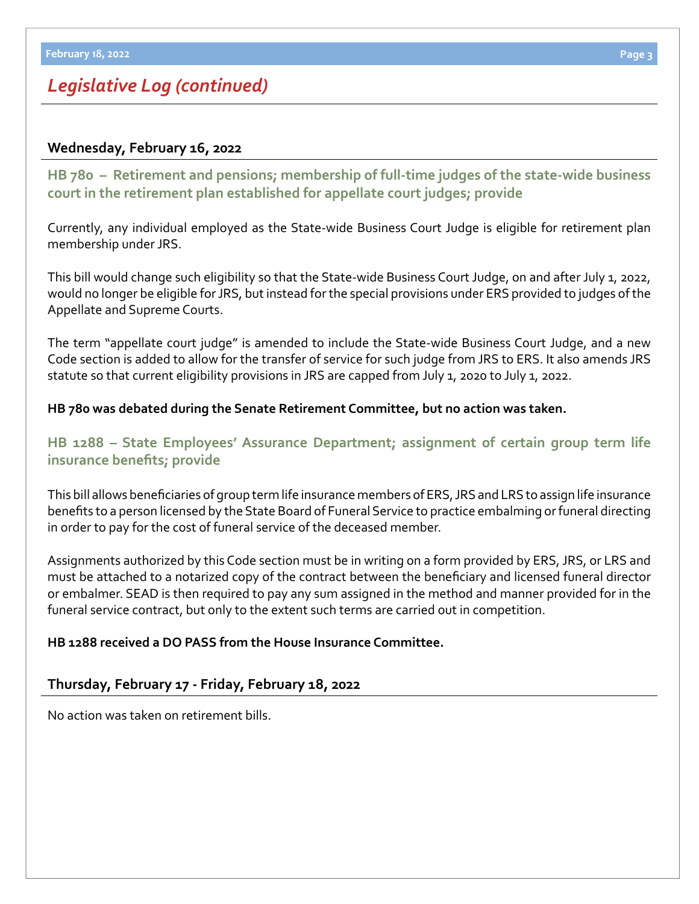## Legislative Log (continued)

### Wednesday, February 16, 2022

#### HB 780 – Retirement and pensions; membership of full-time judges of the state-wide business court in the retirement plan established for appellate court judges; provide

Currently, any individual employed as the State-wide Business Court Judge is eligible for retirement plan membership under JRS.

This bill would change such eligibility so that the State-wide Business Court Judge, on and after July 1, 2022, would no longer be eligible for JRS, but instead for the special provisions under ERS provided to judges of the Appellate and Supreme Courts.

The term "appellate court judge" is amended to include the State-wide Business Court Judge, and a new Code section is added to allow for the transfer of service for such judge from JRS to ERS. It also amends JRS statute so that current eligibility provisions in JRS are capped from July 1, 2020 to July 1, 2022.

**HB 780 was debated during the Senate Retirement Committee, but no action was taken.**

#### HB 1288 – State Employees' Assurance Department; assignment of certain group term life insurance benefits; provide

This bill allows beneficiaries of group term life insurance members of ERS, JRS and LRS to assign life insurance benefits to a person licensed by the State Board of Funeral Service to practice embalming or funeral directing in order to pay for the cost of funeral service of the deceased member.

Assignments authorized by this Code section must be in writing on a form provided by ERS, JRS, or LRS and must be attached to a notarized copy of the contract between the beneficiary and licensed funeral director or embalmer. SEAD is then required to pay any sum assigned in the method and manner provided for in the funeral service contract, but only to the extent such terms are carried out in competition.

**HB 1288 received a DO PASS from the House Insurance Committee.**

### Thursday, February 17 - Friday, February 18, 2022

No action was taken on retirement bills.